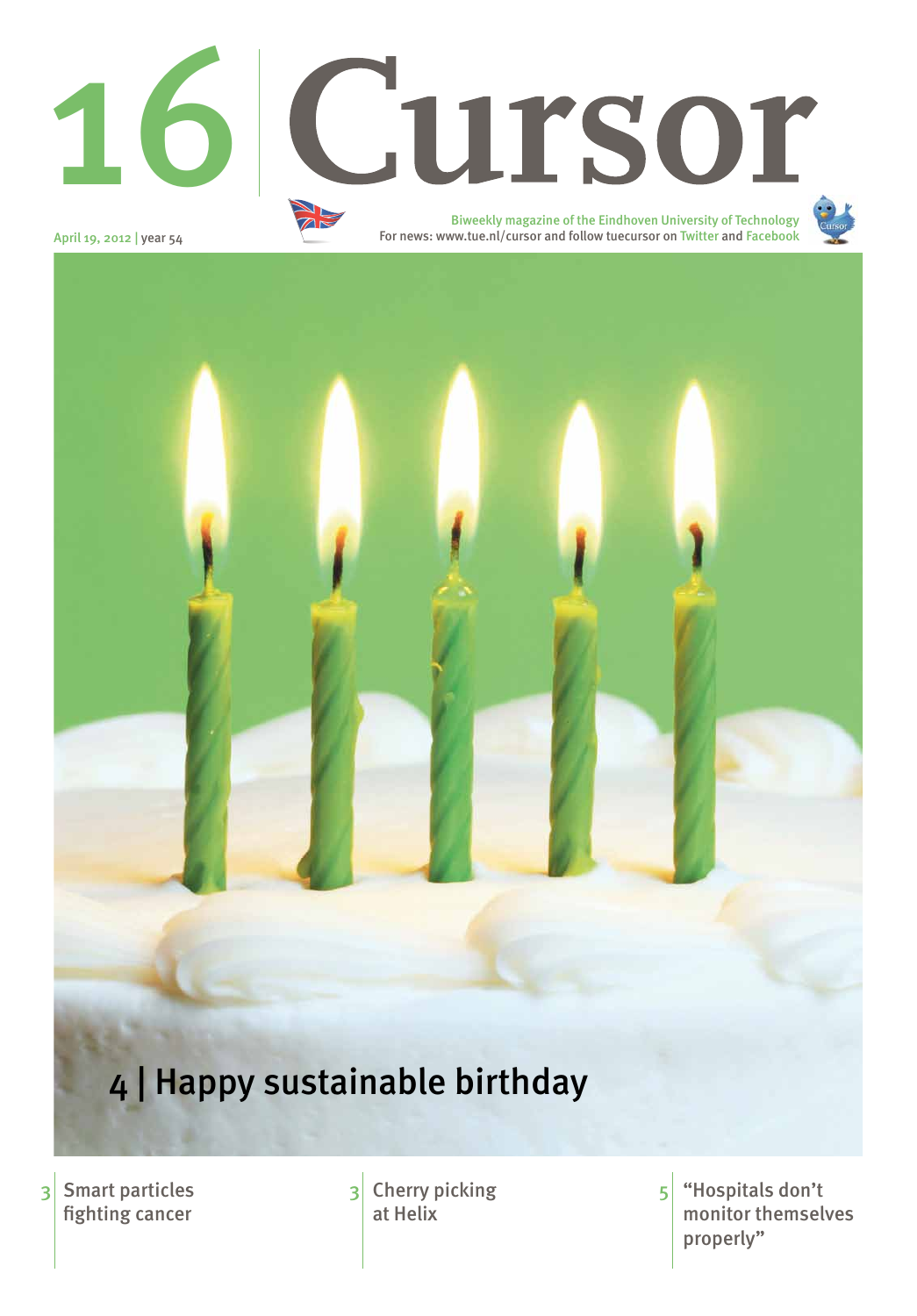# 16 Cursor

April 19, 2012 | year 54

Biweekly magazine of the Eindhoven University of Technology
For news: www.tue.nl/cursor and follow tuecursor on Twitter and Facebook

## 4 | Happy sustainable birthday

3 | Smart particles fighting cancer

3 | Cherry picking at Helix

5 | "Hospitals don't monitor themselves properly"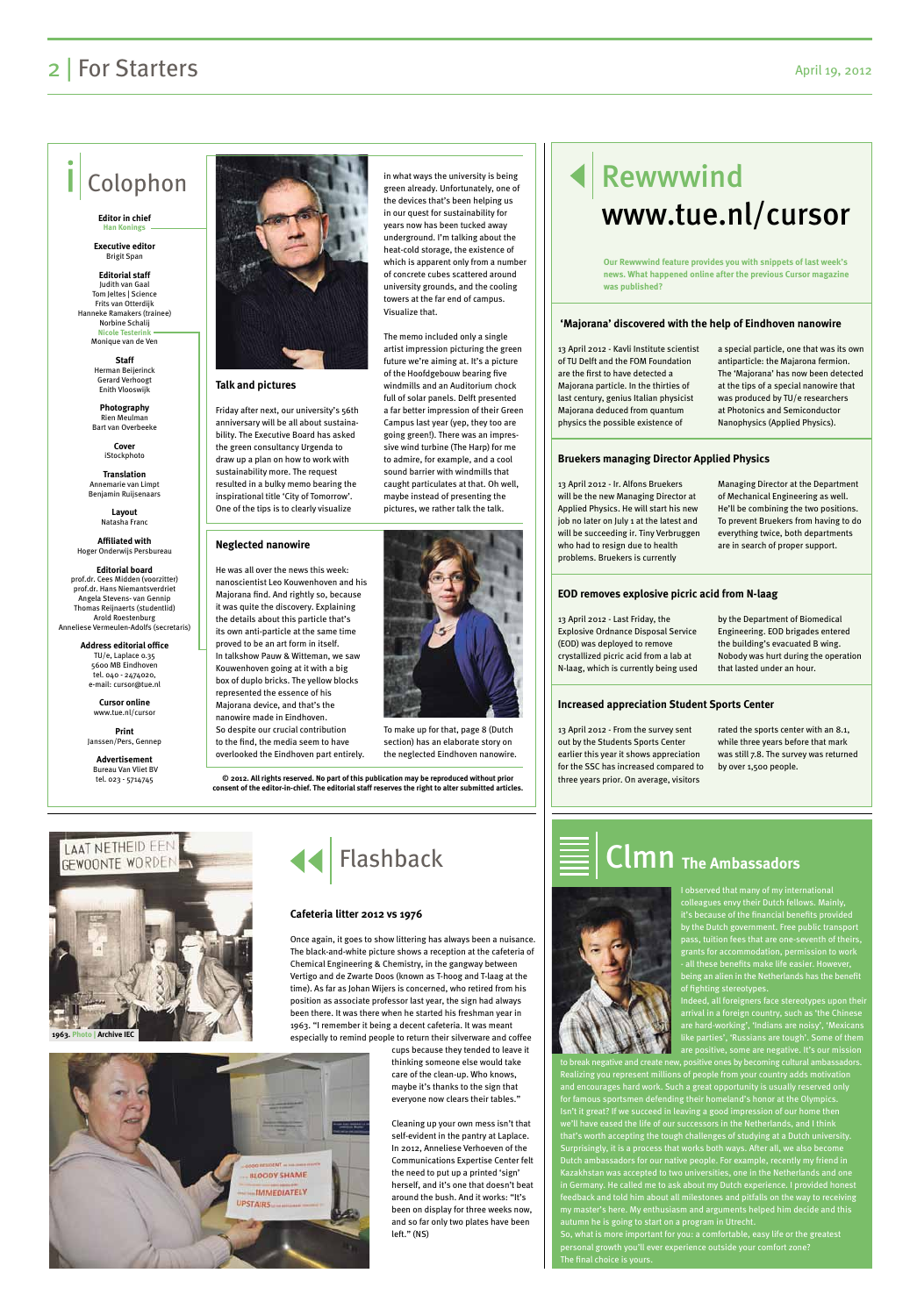# Colophon

**Editor in chief**
Han Konings

**Executive editor**
Brigit Span

**Editorial staff**
Judith van Gaal
Tom Jeltes | Science
Frits van Otterdijk
Hanneke Ramakers (trainee)
Norbine Schalij
Nicole Testerink
Monique van de Ven

**Staff**
Herman Beijerinck
Gerard Verhoogt
Enith Vlooswijk

**Photography**
Rien Meulman
Bart van Overbeeke

**Cover**
iStockphoto

**Translation**
Annemarie van Limpt
Benjamin Ruijsenaars

**Layout**
Natasha Franc

**Affiliated with**
Hoger Onderwijs Persbureau

**Editorial board**
prof.dr. Cees Midden (voorzitter)
prof.dr. Hans Niemantsverdriet
Angela Stevens- van Gennip
Thomas Reijnaerts (studentlid)
Arold Roestenburg
Anneliese Vermeulen-Adolfs (secretaris)

**Address editorial office**
TU/e, Laplace 0.35
5600 MB Eindhoven
tel. 040 - 2474020,
e-mail: cursor@tue.nl

**Cursor online**
www.tue.nl/cursor

**Print**
Janssen/Pers, Gennep

**Advertisement**
Bureau Van Vliet BV
tel. 023 - 5714745

## Talk and pictures

Friday after next, our university's 56th anniversary will be all about sustainability. The Executive Board has asked the green consultancy Urgenda to draw up a plan on how to work with sustainability more. The request resulted in a bulky memo bearing the inspirational title 'City of Tomorrow'. One of the tips is to clearly visualize in what ways the university is being green already. Unfortunately, one of the devices that's been helping us in our quest for sustainability for years now has been tucked away underground. I'm talking about the heat-cold storage, the existence of which is apparent only from a number of concrete cubes scattered around university grounds, and the cooling towers at the far end of campus. Visualize that.

The memo included only a single artist impression picturing the green future we're aiming at. It's a picture of the Hoofdgebouw bearing five windmills and an Auditorium chock full of solar panels. Delft presented a far better impression of their Green Campus last year (yep, they too are going green!). There was an impressive wind turbine (The Harp) for me to admire, for example, and a cool sound barrier with windmills that caught particulates at that. Oh well, maybe instead of presenting the pictures, we rather talk the talk.

## Neglected nanowire

He was all over the news this week: nanoscientist Leo Kouwenhoven and his Majorana find. And rightly so, because it was quite the discovery. Explaining the details about this particle that's its own anti-particle at the same time proved to be an art form in itself. In talkshow Pauw & Witteman, we saw Kouwenhoven going at it with a big box of duplo bricks. The yellow blocks represented the essence of his Majorana device, and that's the nanowire made in Eindhoven.
So despite our crucial contribution to the find, the media seem to have overlooked the Eindhoven part entirely. To make up for that, page 8 (Dutch section) has an elaborate story on the neglected Eindhoven nanowire.

**© 2012. All rights reserved. No part of this publication may be reproduced without prior consent of the editor-in-chief. The editorial staff reserves the right to alter submitted articles.**

# Rewwwind www.tue.nl/cursor

**Our Rewwwind feature provides you with snippets of last week's news. What happened online after the previous Cursor magazine was published?**

### 'Majorana' discovered with the help of Eindhoven nanowire

13 April 2012 - Kavli Institute scientist of TU Delft and the FOM Foundation are the first to have detected a Majorana particle. In the thirties of last century, genius Italian physicist Majorana deduced from quantum physics the possible existence of a special particle, one that was its own antiparticle: the Majarona fermion. The 'Majorana' has now been detected at the tips of a special nanowire that was produced by TU/e researchers at Photonics and Semiconductor Nanophysics (Applied Physics).

### Bruekers managing Director Applied Physics

13 April 2012 - Ir. Alfons Bruekers will be the new Managing Director at Applied Physics. He will start his new job no later on July 1 at the latest and will be succeeding ir. Tiny Verbruggen who had to resign due to health problems. Bruekers is currently Managing Director at the Department of Mechanical Engineering as well. He'll be combining the two positions. To prevent Bruekers from having to do everything twice, both departments are in search of proper support.

### EOD removes explosive picric acid from N-laag

13 April 2012 - Last Friday, the Explosive Ordnance Disposal Service (EOD) was deployed to remove crystallized picric acid from a lab at N-laag, which is currently being used by the Department of Biomedical Engineering. EOD brigades entered the building's evacuated B wing. Nobody was hurt during the operation that lasted under an hour.

### Increased appreciation Student Sports Center

13 April 2012 - From the survey sent out by the Students Sports Center earlier this year it shows appreciation for the SSC has increased compared to three years prior. On average, visitors rated the sports center with an 8.1, while three years before that mark was still 7.8. The survey was returned by over 1,500 people.

# Flashback

1963. Photo | Archive IEC

### Cafeteria litter 2012 vs 1976

Once again, it goes to show littering has always been a nuisance. The black-and-white picture shows a reception at the cafeteria of Chemical Engineering & Chemistry, in the gangway between Vertigo and de Zwarte Doos (known as T-hoog and T-laag at the time). As far as Johan Wijers is concerned, who retired from his position as associate professor last year, the sign had always been there. It was there when he started his freshman year in 1963. "I remember it being a decent cafeteria. It was meant especially to remind people to return their silverware and coffee cups because they tended to leave it thinking someone else would take care of the clean-up. Who knows, maybe it's thanks to the sign that everyone now clears their tables."

Cleaning up your own mess isn't that self-evident in the pantry at Laplace. In 2012, Anneliese Verhoeven of the Communications Expertise Center felt the need to put up a printed 'sign' herself, and it's one that doesn't beat around the bush. And it works: "It's been on display for three weeks now, and so far only two plates have been left." (NS)

# Clmn The Ambassadors

I observed that many of my international colleagues envy their Dutch fellows. Mainly, it's because of the financial benefits provided by the Dutch government. Free public transport pass, tuition fees that are one-seventh of theirs, grants for accommodation, permission to work - all these benefits make life easier. However, being an alien in the Netherlands has the benefit of fighting stereotypes.
Indeed, all foreigners face stereotypes upon their arrival in a foreign country, such as 'the Chinese are hard-working', 'Indians are noisy', 'Mexicans like parties', 'Russians are tough'. Some of them are positive, some are negative. It's our mission to break negative and create new, positive ones by becoming cultural ambassadors. Realizing you represent millions of people from your country adds motivation and encourages hard work. Such a great opportunity is usually reserved only for famous sportsmen defending their homeland's honor at the Olympics. Isn't it great? If we succeed in leaving a good impression of our home then we'll have eased the life of our successors in the Netherlands, and I think that's worth accepting the tough challenges of studying at a Dutch university. Surprisingly, it is a process that works both ways. After all, we also become Dutch ambassadors for our native people. For example, recently my friend in Kazakhstan was accepted to two universities, one in the Netherlands and one in Germany. He called me to ask about my Dutch experience. I provided honest feedback and told him about all milestones and pitfalls on the way to receiving my master's here. My enthusiasm and arguments helped him decide and this autumn he is going to start on a program in Utrecht.
So, what is more important for you: a comfortable, easy life or the greatest personal growth you'll ever experience outside your comfort zone?
The final choice is yours.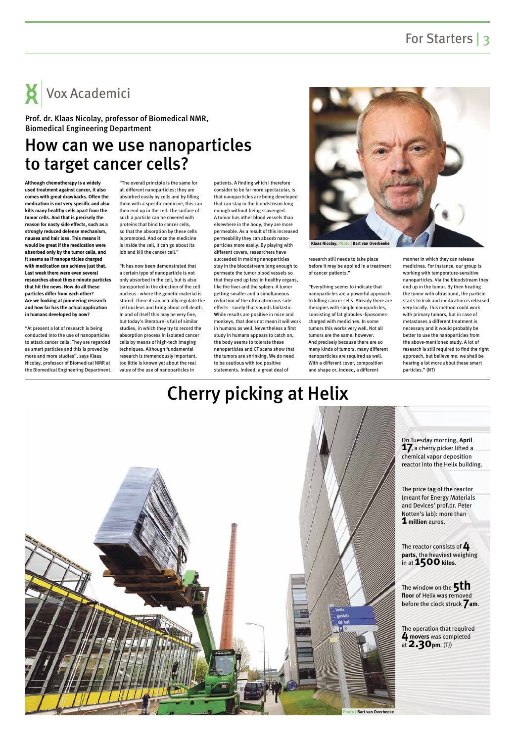## Vox Academici

**Prof. dr. Klaas Nicolay, professor of Biomedical NMR, Biomedical Engineering Department**

# How can we use nanoparticles to target cancer cells?

**Although chemotherapy is a widely used treatment against cancer, it also comes with great drawbacks. Often the medication is not very specific and also kills many healthy cells apart from the tumor cells. And that is precisely the reason for nasty side effects, such as a strongly reduced defense mechanism, nausea and hair loss. This means it would be great if the medication were absorbed only by the tumor cells, and it seems as if nanoparticles charged with medication can achieve just that. Last week there were even several researches about these minute particles that hit the news. How do all these particles differ from each other? Are we looking at pioneering research and how far has the actual application in humans developed by now?**

"At present a lot of research is being conducted into the use of nanoparticles to attack cancer cells. They are regarded as smart particles and this is proved by more and more studies", says Klaas Nicolay, professor of Biomedical NMR at the Biomedical Engineering Department.

"The overall principle is the same for all different nanoparticles: they are absorbed easily by cells and by filling them with a specific medicine, this can then end up in the cell. The surface of such a particle can be covered with proteins that bind to cancer cells, so that the absorption by these cells is promoted. And once the medicine is inside the cell, it can go about its job and kill the cancer cell."

"It has now been demonstrated that a certain type of nanoparticle is not only absorbed in the cell, but is also transported in the direction of the cell nucleus - where the genetic material is stored. There it can actually regulate the cell nucleus and bring about cell death. In and of itself this may be very fine, but today's literature is full of similar studies, in which they try to record the absorption process in isolated cancer cells by means of high-tech imaging techniques. Although fundamental research is tremendously important, too little is known yet about the real value of the use of nanoparticles in patients. A finding which I therefore consider to be far more spectacular, is that nanoparticles are being developed that can stay in the bloodstream long enough without being scavenged. A tumor has other blood vessels than elsewhere in the body, they are more permeable. As a result of this increased permeability they can absorb nano-particles more easily. By playing with different covers, researchers have succeeded in making nanoparticles stay in the bloodstream long enough to permeate the tumor blood vessels so that they end up less in healthy organs, like the liver and the spleen. A tumor getting smaller and a simultaneous reduction of the often atrocious side effects - surely that sounds fantastic. While results are positive in mice and monkeys, that does not mean it will work in humans as well. Nevertheless a first study in humans appears to catch on, the body seems to tolerate these nanoparticles and CT scans show that the tumors are shrinking. We do need to be cautious with too positive statements. Indeed, a great deal of research still needs to take place before it may be applied in a treatment of cancer patients."

Klaas Nicolay. Photo | Bart van Overbeeke

"Everything seems to indicate that nanoparticles are a powerful approach to killing cancer cells. Already there are therapies with simple nanoparticles, consisting of fat globules -liposomes- charged with medicines. In some tumors this works very well. Not all tumors are the same, however. And precisely because there are so many kinds of tumors, many different nanoparticles are required as well. With a different cover, composition and shape or, indeed, a different manner in which they can release medicines. For instance, our group is working with temperature-sensitive nanoparticles. Via the bloodstream they end up in the tumor. By then heating the tumor with ultrasound, the particle starts to leak and medication is released very locally. This method could work with primary tumors, but in case of metastases a different treatment is necessary and it would probably be better to use the nanoparticles from the above-mentioned study. A lot of research is still required to find the right approach, but believe me: we shall be hearing a lot more about these smart particles." (NT)

# Cherry picking at Helix

On Tuesday morning, **April 17**, a cherry picker lifted a chemical vapor deposition reactor into the Helix building.

The price tag of the reactor (meant for Energy Materials and Devices' prof.dr. Peter Notten's lab): more than **1 million** euros.

The reactor consists of **4 parts**, the heaviest weighing in at **1500 kilos**.

The window on the **5th floor** of Helix was removed before the clock struck **7 am**.

The operation that required **4 movers** was completed at **2.30 pm**. (TJ)

Photo | Bart van Overbeeke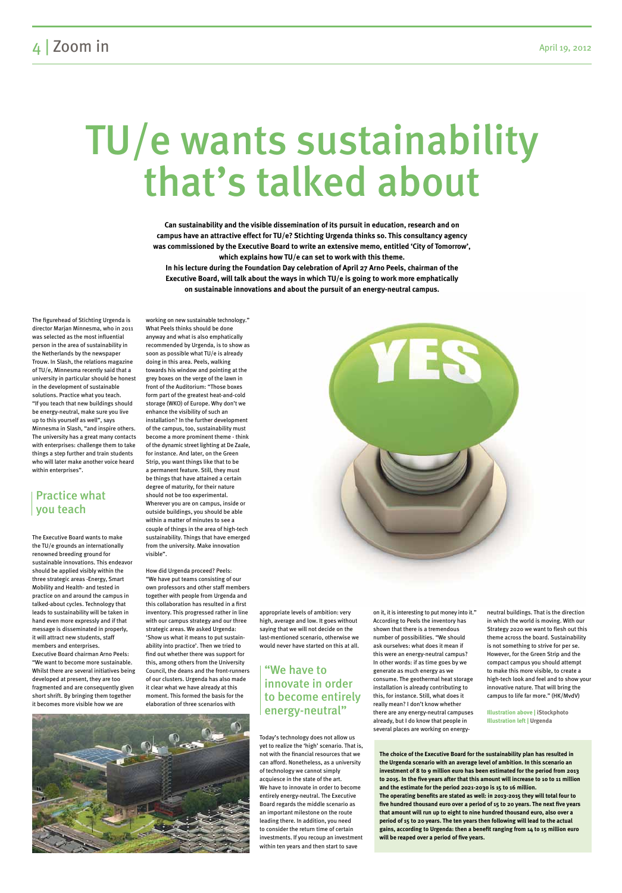# TU/e wants sustainability that's talked about

**Can sustainability and the visible dissemination of its pursuit in education, research and on campus have an attractive effect for TU/e? Stichting Urgenda thinks so. This consultancy agency was commissioned by the Executive Board to write an extensive memo, entitled 'City of Tomorrow', which explains how TU/e can set to work with this theme. In his lecture during the Foundation Day celebration of April 27 Arno Peels, chairman of the Executive Board, will talk about the ways in which TU/e is going to work more emphatically on sustainable innovations and about the pursuit of an energy-neutral campus.**

The figurehead of Stichting Urgenda is director Marjan Minnesma, who in 2011 was selected as the most influential person in the area of sustainability in the Netherlands by the newspaper Trouw. In Slash, the relations magazine of TU/e, Minnesma recently said that a university in particular should be honest in the development of sustainable solutions. Practice what you teach. "If you teach that new buildings should be energy-neutral, make sure you live up to this yourself as well", says Minnesma in Slash, "and inspire others. The university has a great many contacts with enterprises: challenge them to take things a step further and train students who will later make another voice heard within enterprises".

## Practice what you teach

The Executive Board wants to make the TU/e grounds an internationally renowned breeding ground for sustainable innovations. This endeavor should be applied visibly within the three strategic areas -Energy, Smart Mobility and Health- and tested in practice on and around the campus in talked-about cycles. Technology that leads to sustainability will be taken in hand even more expressly and if that message is disseminated in properly, it will attract new students, staff members and enterprises.

Executive Board chairman Arno Peels: "We want to become more sustainable. Whilst there are several initiatives being developed at present, they are too fragmented and are consequently given short shrift. By bringing them together it becomes more visible how we are working on new sustainable technology." What Peels thinks should be done anyway and what is also emphatically recommended by Urgenda, is to show as soon as possible what TU/e is already doing in this area. Peels, walking towards his window and pointing at the grey boxes on the verge of the lawn in front of the Auditorium: "Those boxes form part of the greatest heat-and-cold storage (WKO) of Europe. Why don't we enhance the visibility of such an installation? In the further development of the campus, too, sustainability must become a more prominent theme - think of the dynamic street lighting at De Zaale, for instance. And later, on the Green Strip, you want things like that to be a permanent feature. Still, they must be things that have attained a certain degree of maturity, for their nature should not be too experimental. Wherever you are on campus, inside or outside buildings, you should be able within a matter of minutes to see a couple of things in the area of high-tech sustainability. Things that have emerged from the university. Make innovation visible".

How did Urgenda proceed? Peels: "We have put teams consisting of our own professors and other staff members together with people from Urgenda and this collaboration has resulted in a first inventory. This progressed rather in line with our campus strategy and our three strategic areas. We asked Urgenda: 'Show us what it means to put sustainability into practice'. Then we tried to find out whether there was support for this, among others from the University Council, the deans and the front-runners of our clusters. Urgenda has also made it clear what we have already at this moment. This formed the basis for the elaboration of three scenarios with appropriate levels of ambition: very high, average and low. It goes without saying that we will not decide on the last-mentioned scenario, otherwise we would never have started on this at all.

## "We have to innovate in order to become entirely energy-neutral"

Today's technology does not allow us yet to realize the 'high' scenario. That is, not with the financial resources that we can afford. Nonetheless, as a university of technology we cannot simply acquiesce in the state of the art. We have to innovate in order to become entirely energy-neutral. The Executive Board regards the middle scenario as an important milestone on the route leading there. In addition, you need to consider the return time of certain investments. If you recoup an investment within ten years and then start to save on it, it is interesting to put money into it." According to Peels the inventory has shown that there is a tremendous number of possibilities. "We should ask ourselves: what does it mean if this were an energy-neutral campus? In other words: if as time goes by we generate as much energy as we consume. The geothermal heat storage installation is already contributing to this, for instance. Still, what does it really mean? I don't know whether there are any energy-neutral campuses already, but I do know that people in several places are working on energy-neutral buildings. That is the direction in which the world is moving. With our Strategy 2020 we want to flesh out this theme across the board. Sustainability is not something to strive for per se. However, for the Green Strip and the compact campus you should attempt to make this more visible, to create a high-tech look and feel and to show your innovative nature. That will bring the campus to life far more." (HK/MvdV)

**Illustration above | iStockphoto**
**Illustration left | Urgenda**

**The choice of the Executive Board for the sustainability plan has resulted in the Urgenda scenario with an average level of ambition. In this scenario an investment of 8 to 9 million euro has been estimated for the period from 2013 to 2015. In the five years after that this amount will increase to 10 to 11 million and the estimate for the period 2021-2030 is 15 to 16 million.**
**The operating benefits are stated as well: in 2013-2015 they will total four to five hundred thousand euro over a period of 15 to 20 years. The next five years that amount will run up to eight to nine hundred thousand euro, also over a period of 15 to 20 years. The ten years then following will lead to the actual gains, according to Urgenda: then a benefit ranging from 14 to 15 million euro will be reaped over a period of five years.**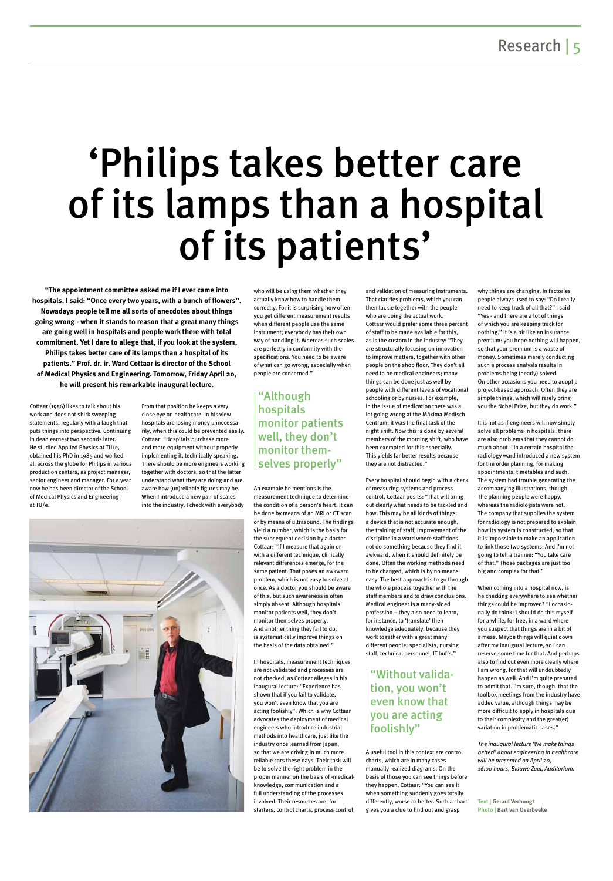# 'Philips takes better care of its lamps than a hospital of its patients'

**"The appointment committee asked me if I ever came into hospitals. I said: "Once every two years, with a bunch of flowers". Nowadays people tell me all sorts of anecdotes about things going wrong - when it stands to reason that a great many things are going well in hospitals and people work there with total commitment. Yet I dare to allege that, if you look at the system, Philips takes better care of its lamps than a hospital of its patients." Prof. dr. ir. Ward Cottaar is director of the School of Medical Physics and Engineering. Tomorrow, Friday April 20, he will present his remarkable inaugural lecture.**

Cottaar (1956) likes to talk about his work and does not shirk sweeping statements, regularly with a laugh that puts things into perspective. Continuing in dead earnest two seconds later. He studied Applied Physics at TU/e, obtained his PhD in 1985 and worked all across the globe for Philips in various production centers, as project manager, senior engineer and manager. For a year now he has been director of the School of Medical Physics and Engineering at TU/e.

From that position he keeps a very close eye on healthcare. In his view hospitals are losing money unnecessarily, when this could be prevented easily. Cottaar: "Hospitals purchase more and more equipment without properly implementing it, technically speaking. There should be more engineers working together with doctors, so that the latter understand what they are doing and are aware how (un)reliable figures may be. When I introduce a new pair of scales into the industry, I check with everybody who will be using them whether they actually know how to handle them correctly. For it is surprising how often you get different measurement results when different people use the same instrument; everybody has their own way of handling it. Whereas such scales are perfectly in conformity with the specifications. You need to be aware of what can go wrong, especially when people are concerned."

## "Although hospitals monitor patients well, they don't monitor themselves properly"

An example he mentions is the measurement technique to determine the condition of a person's heart. It can be done by means of an MRI or CT scan or by means of ultrasound. The findings yield a number, which is the basis for the subsequent decision by a doctor. Cottaar: "If I measure that again or with a different technique, clinically relevant differences emerge, for the same patient. That poses an awkward problem, which is not easy to solve at once. As a doctor you should be aware of this, but such awareness is often simply absent. Although hospitals monitor patients well, they don't monitor themselves properly. And another thing they fail to do, is systematically improve things on the basis of the data obtained."

In hospitals, measurement techniques are not validated and processes are not checked, as Cottaar alleges in his inaugural lecture: "Experience has shown that if you fail to validate, you won't even know that you are acting foolishly". Which is why Cottaar advocates the deployment of medical engineers who introduce industrial methods into healthcare, just like the industry once learned from Japan, so that we are driving in much more reliable cars these days. Their task will be to solve the right problem in the proper manner on the basis of -medical-knowledge, communication and a full understanding of the processes involved. Their resources are, for starters, control charts, process control and validation of measuring instruments. That clarifies problems, which you can then tackle together with the people who are doing the actual work. Cottaar would prefer some three percent of staff to be made available for this, as is the custom in the industry: "They are structurally focusing on innovation to improve matters, together with other people on the shop floor. They don't all need to be medical engineers; many things can be done just as well by people with different levels of vocational schooling or by nurses. For example, in the issue of medication there was a lot going wrong at the Máxima Medisch Centrum; it was the final task of the night shift. Now this is done by several members of the morning shift, who have been exempted for this especially. This yields far better results because they are not distracted."

Every hospital should begin with a check of measuring systems and process control, Cottaar posits: "That will bring out clearly what needs to be tackled and how. This may be all kinds of things: a device that is not accurate enough, the training of staff, improvement of the discipline in a ward where staff does not do something because they find it awkward, when it should definitely be done. Often the working methods need to be changed, which is by no means easy. The best approach is to go through the whole process together with the staff members and to draw conclusions. Medical engineer is a many-sided profession – they also need to learn, for instance, to 'translate' their knowledge adequately, because they work together with a great many different people: specialists, nursing staff, technical personnel, IT buffs."

## "Without validation, you won't even know that you are acting foolishly"

A useful tool in this context are control charts, which are in many cases manually realized diagrams. On the basis of those you can see things before they happen. Cottaar: "You can see it when something suddenly goes totally differently, worse or better. Such a chart gives you a clue to find out and grasp why things are changing. In factories people always used to say: "Do I really need to keep track of all that?" I said "Yes - and there are a lot of things of which you are keeping track for nothing." It is a bit like an insurance premium: you hope nothing will happen, so that your premium is a waste of money. Sometimes merely conducting such a process analysis results in problems being (nearly) solved. On other occasions you need to adopt a project-based approach. Often they are simple things, which will rarely bring you the Nobel Prize, but they do work."

It is not as if engineers will now simply solve all problems in hospitals; there are also problems that they cannot do much about. "In a certain hospital the radiology ward introduced a new system for the order planning, for making appointments, timetables and such. The system had trouble generating the accompanying illustrations, though. The planning people were happy, whereas the radiologists were not. The company that supplies the system for radiology is not prepared to explain how its system is constructed, so that it is impossible to make an application to link those two systems. And I'm not going to tell a trainee: "You take care of that." Those packages are just too big and complex for that."

When coming into a hospital now, is he checking everywhere to see whether things could be improved? "I occasionally do think: I should do this myself for a while, for free, in a ward where you suspect that things are in a bit of a mess. Maybe things will quiet down after my inaugural lecture, so I can reserve some time for that. And perhaps also to find out even more clearly where I am wrong, for that will undoubtedly happen as well. And I'm quite prepared to admit that. I'm sure, though, that the toolbox meetings from the industry have added value, although things may be more difficult to apply in hospitals due to their complexity and the great(er) variation in problematic cases."

*The inaugural lecture 'We make things better!' about engineering in healthcare will be presented on April 20, 16.00 hours, Blauwe Zaal, Auditorium.*

**Text | Gerard Verhoogt**
**Photo | Bart van Overbeeke**